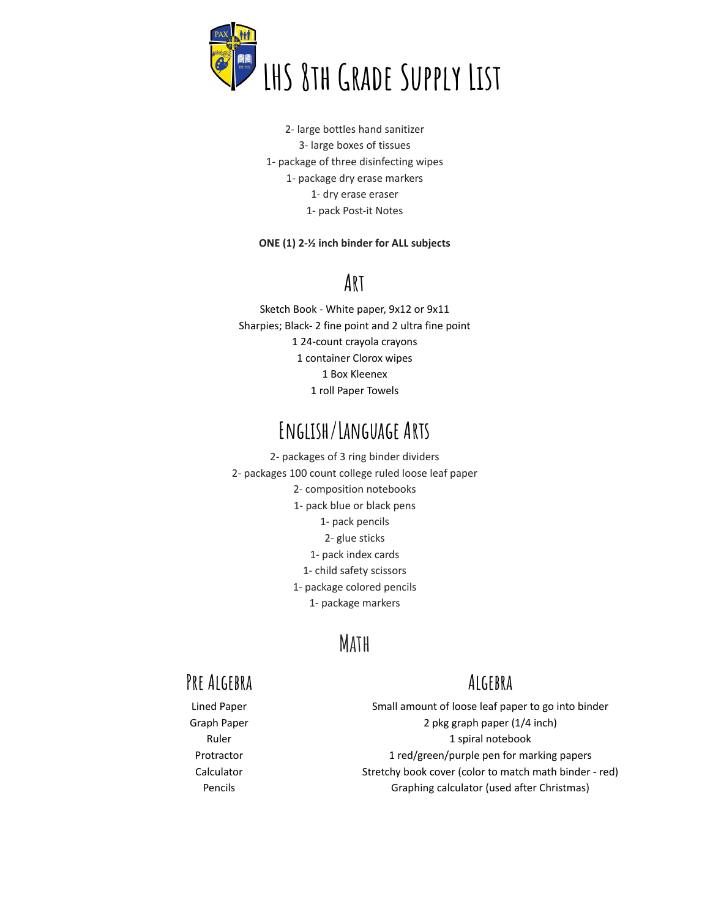# LHS 8th Grade Supply List

2- large bottles hand sanitizer
3- large boxes of tissues
1- package of three disinfecting wipes
1- package dry erase markers
1- dry erase eraser
1- pack Post-it Notes

**ONE (1) 2-½ inch binder for ALL subjects**

## Art

Sketch Book - White paper, 9x12 or 9x11
Sharpies; Black- 2 fine point and 2 ultra fine point
1 24-count crayola crayons
1 container Clorox wipes
1 Box Kleenex
1 roll Paper Towels

## English/Language Arts

2- packages of 3 ring binder dividers
2- packages 100 count college ruled loose leaf paper
2- composition notebooks
1- pack blue or black pens
1- pack pencils
2- glue sticks
1- pack index cards
1- child safety scissors
1- package colored pencils
1- package markers

## Math

### Pre Algebra

Lined Paper
Graph Paper
Ruler
Protractor
Calculator
Pencils

### Algebra

Small amount of loose leaf paper to go into binder
2 pkg graph paper (1/4 inch)
1 spiral notebook
1 red/green/purple pen for marking papers
Stretchy book cover (color to match math binder - red)
Graphing calculator (used after Christmas)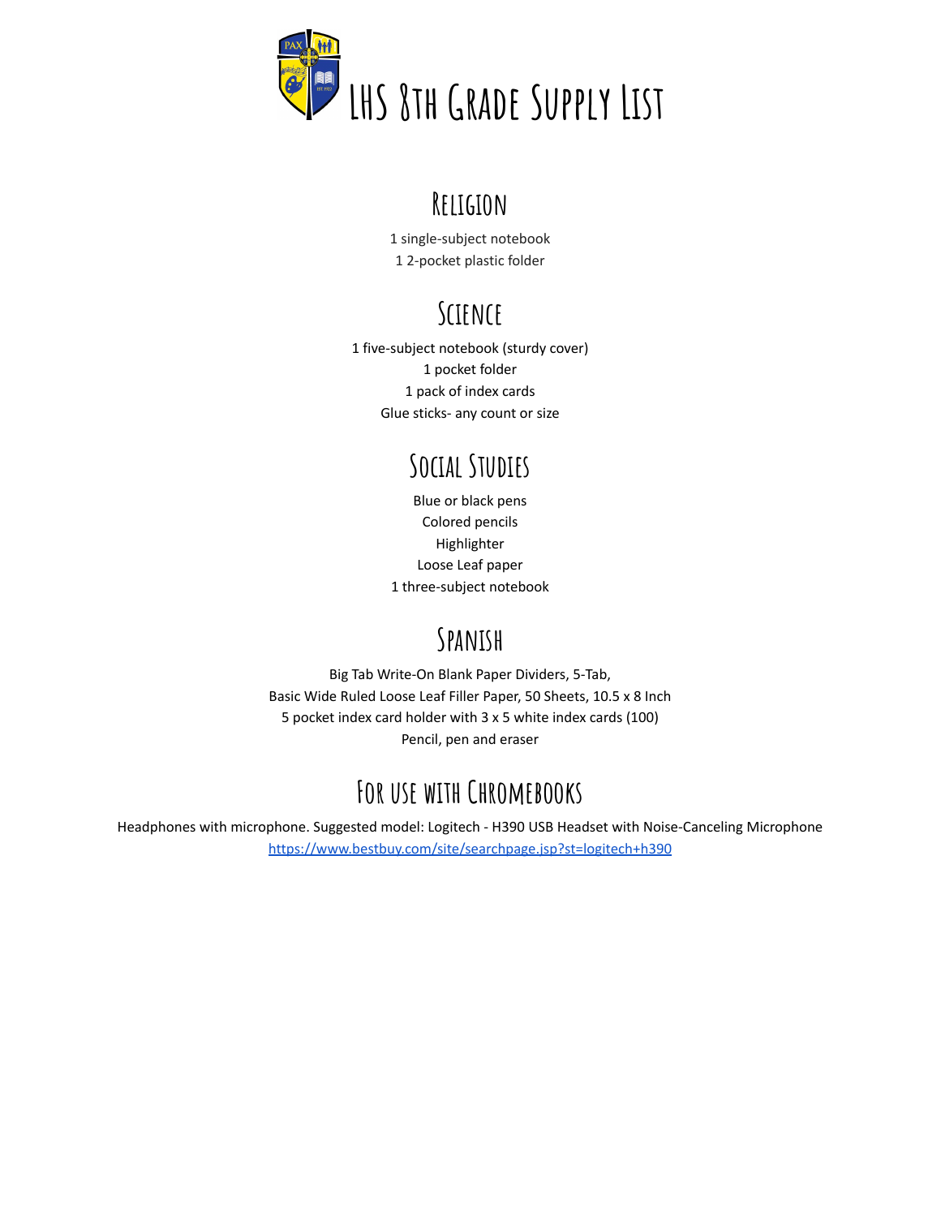# LHS 8th Grade Supply List

## Religion

1 single-subject notebook
1 2-pocket plastic folder

## Science

1 five-subject notebook (sturdy cover)
1 pocket folder
1 pack of index cards
Glue sticks- any count or size

## Social Studies

Blue or black pens
Colored pencils
Highlighter
Loose Leaf paper
1 three-subject notebook

## Spanish

Big Tab Write-On Blank Paper Dividers, 5-Tab,
Basic Wide Ruled Loose Leaf Filler Paper, 50 Sheets, 10.5 x 8 Inch
5 pocket index card holder with 3 x 5 white index cards (100)
Pencil, pen and eraser

## For use with Chromebooks

Headphones with microphone. Suggested model: Logitech - H390 USB Headset with Noise-Canceling Microphone
https://www.bestbuy.com/site/searchpage.jsp?st=logitech+h390